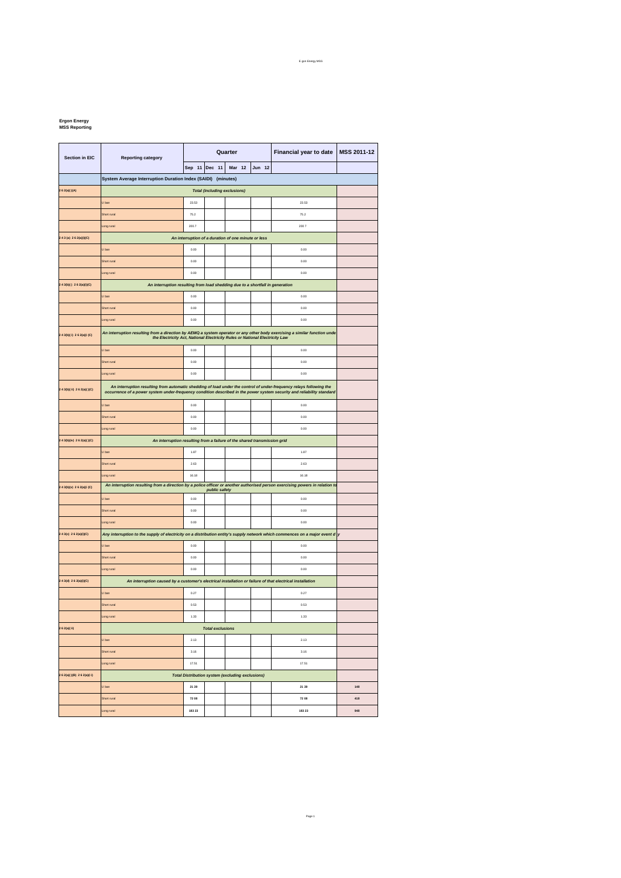**Ergon Energy**
**MSS Reporting**

| Section in EIC | Reporting category | Quarter | | | | Financial year to date | MSS 2011-12 |
|---|---|---|---|---|---|---|---|
| | | Sep 11 | Dec 11 | Mar 12 | Jun 12 | | |
| | **System Average Interruption Duration Index (SAIDI) (minutes)** | | | | | | |
| 2 6 2(a)( )(A) | ***Total (including exclusions)*** | | | | | | |
| | Urban | 23.53 | | | | 23.53 | |
| | Short rural | 75.2 | | | | 75.2 | |
| | Long rural | 200.7 | | | | 200.7 | |
| 2 4 3 (a) 2 6 2(a)(i)(C) | ***An interruption of a duration of one minute or less*** | | | | | | |
| | Urban | 0.00 | | | | 0.00 | |
| | Short rural | 0.00 | | | | 0.00 | |
| | Long rural | 0.00 | | | | 0.00 | |
| 2 4 3(b)( ) 2 6 2(a)(i)(C) | ***An interruption resulting from load shedding due to a shortfall in generation*** | | | | | | |
| | Urban | 0.00 | | | | 0.00 | |
| | Short rural | 0.00 | | | | 0.00 | |
| | Long rural | 0.00 | | | | 0.00 | |
| 2 4 3(b)( ) 2 6 2(a)( (C) | ***An interruption resulting from a direction by AEMO a system operator or any other body exercising a similar function under the Electricity Act, National Electricity Rules or National Electricity Law*** | | | | | | |
| | Urban | 0.00 | | | | 0.00 | |
| | Short rural | 0.00 | | | | 0.00 | |
| | Long rural | 0.00 | | | | 0.00 | |
| 2 4 3(b)( ii) 2 6 2(a)( )(C) | ***An interruption resulting from automatic shedding of load under the control of under-frequency relays following the occurrence of a power system under-frequency condition described in the power system security and reliability standard*** | | | | | | |
| | Urban | 0.00 | | | | 0.00 | |
| | Short rural | 0.00 | | | | 0.00 | |
| | Long rural | 0.00 | | | | 0.00 | |
| 2 4 3(b)(iv) 2 6 2(a)( )(C) | ***An interruption resulting from a failure of the shared transmission grid*** | | | | | | |
| | Urban | 1.87 | | | | 1.87 | |
| | Short rural | 2.63 | | | | 2.63 | |
| | Long rural | 16.18 | | | | 16.18 | |
| 2 4 3(b)(v) 2 6 2(a)( (C) | ***An interruption resulting from a direction by a police officer or another authorised person exercising powers in relation to public safety*** | | | | | | |
| | Urban | 0.00 | | | | 0.00 | |
| | Short rural | 0.00 | | | | 0.00 | |
| | Long rural | 0.00 | | | | 0.00 | |
| 2 4 3(c) 2 6 2(a)(i)(C) | ***Any interruption to the supply of electricity on a distribution entity's supply network which commences on a major event day*** | | | | | | |
| | Urban | 0.00 | | | | 0.00 | |
| | Short rural | 0.00 | | | | 0.00 | |
| | Long rural | 0.00 | | | | 0.00 | |
| 2 4 3(d) 2 6 2(a)(i)(C) | ***An interruption caused by a customer's electrical installation or failure of that electrical installation*** | | | | | | |
| | Urban | 0.27 | | | | 0.27 | |
| | Short rural | 0.53 | | | | 0.53 | |
| | Long rural | 1.33 | | | | 1.33 | |
| 2 6 2(a)( ii) | ***Total exclusions*** | | | | | | |
| | Urban | 2.13 | | | | 2.13 | |
| | Short rural | 3.16 | | | | 3.16 | |
| | Long rural | 17.51 | | | | 17.51 | |
| 2 6 2(a)( )(B) 2 6 2(a)( i) | ***Total Distribution system (excluding exclusions)*** | | | | | | |
| | Urban | **21 39** | | | | **21 39** | **148** |
| | Short rural | **72 08** | | | | **72 08** | **418** |
| | Long rural | **183 23** | | | | **183 23** | **948** |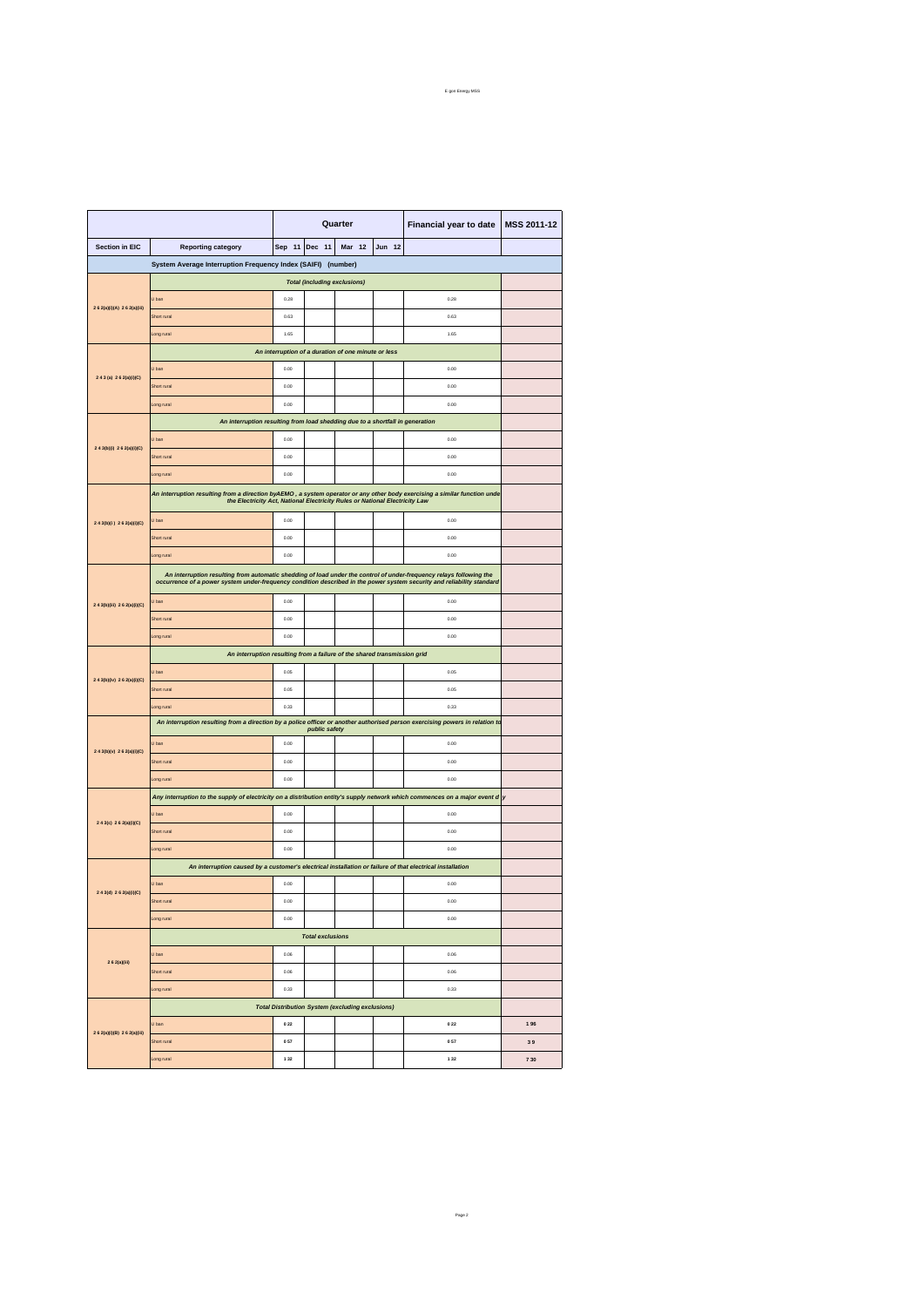| | | Quarter | | | | Financial year to date | MSS 2011-12 |
|---|---|---|---|---|---|---|---|
| Section in EIC | Reporting category | Sep 11 | Dec 11 | Mar 12 | Jun 12 | | |
| | ***System Average Interruption Frequency Index (SAIFI) (number)*** | | | | | | |
| 2 6 2(a)(i)(A) 2 6 2(a)(ii) | *Total (including exclusions)* | | | | | | |
| | U ban | 0.28 | | | | 0.28 | |
| | Short rural | 0.63 | | | | 0.63 | |
| | Long rural | 1.65 | | | | 1.65 | |
| 2 4 3 (a) 2 6 2(a)(i)(C) | *An interruption of a duration of one minute or less* | | | | | | |
| | U ban | 0.00 | | | | 0.00 | |
| | Short rural | 0.00 | | | | 0.00 | |
| | Long rural | 0.00 | | | | 0.00 | |
| 2 4 3(b)(i) 2 6 2(a)(i)(C) | *An interruption resulting from load shedding due to a shortfall in generation* | | | | | | |
| | U ban | 0.00 | | | | 0.00 | |
| | Short rural | 0.00 | | | | 0.00 | |
| | Long rural | 0.00 | | | | 0.00 | |
| 2 4 3(b)(i ) 2 6 2(a)(i)(C) | *An interruption resulting from a direction byAEMO , a system operator or any other body exercising a similar function unde the Electricity Act, National Electricity Rules or National Electricity Law* | | | | | | |
| | U ban | 0.00 | | | | 0.00 | |
| | Short rural | 0.00 | | | | 0.00 | |
| | Long rural | 0.00 | | | | 0.00 | |
| 2 4 3(b)(iii) 2 6 2(a)(i)(C) | *An interruption resulting from automatic shedding of load under the control of under-frequency relays following the occurrence of a power system under-frequency condition described in the power system security and reliability standard* | | | | | | |
| | U ban | 0.00 | | | | 0.00 | |
| | Short rural | 0.00 | | | | 0.00 | |
| | Long rural | 0.00 | | | | 0.00 | |
| 2 4 3(b)(iv) 2 6 2(a)(i)(C) | *An interruption resulting from a failure of the shared transmission grid* | | | | | | |
| | U ban | 0.05 | | | | 0.05 | |
| | Short rural | 0.05 | | | | 0.05 | |
| | Long rural | 0.33 | | | | 0.33 | |
| 2 4 3(b)(v) 2 6 2(a)(i)(C) | *An interruption resulting from a direction by a police officer or another authorised person exercising powers in relation to public safety* | | | | | | |
| | U ban | 0.00 | | | | 0.00 | |
| | Short rural | 0.00 | | | | 0.00 | |
| | Long rural | 0.00 | | | | 0.00 | |
| 2 4 3(c) 2 6 2(a)(i)(C) | *Any interruption to the supply of electricity on a distribution entity's supply network which commences on a major event d y* | | | | | | |
| | U ban | 0.00 | | | | 0.00 | |
| | Short rural | 0.00 | | | | 0.00 | |
| | Long rural | 0.00 | | | | 0.00 | |
| 2 4 3(d) 2 6 2(a)(i)(C) | *An interruption caused by a customer's electrical installation or failure of that electrical installation* | | | | | | |
| | U ban | 0.00 | | | | 0.00 | |
| | Short rural | 0.00 | | | | 0.00 | |
| | Long rural | 0.00 | | | | 0.00 | |
| 2 6 2(a)(iii) | *Total exclusions* | | | | | | |
| | U ban | 0.06 | | | | 0.06 | |
| | Short rural | 0.06 | | | | 0.06 | |
| | Long rural | 0.33 | | | | 0.33 | |
| 2 6 2(a)(i)(B) 2 6 2(a)(ii) | *Total Distribution System (excluding exclusions)* | | | | | | |
| | U ban | **0 22** | | | | **0 22** | **1 96** |
| | Short rural | **0 57** | | | | **0 57** | **3 9** |
| | Long rural | **1 32** | | | | **1 32** | **7 30** |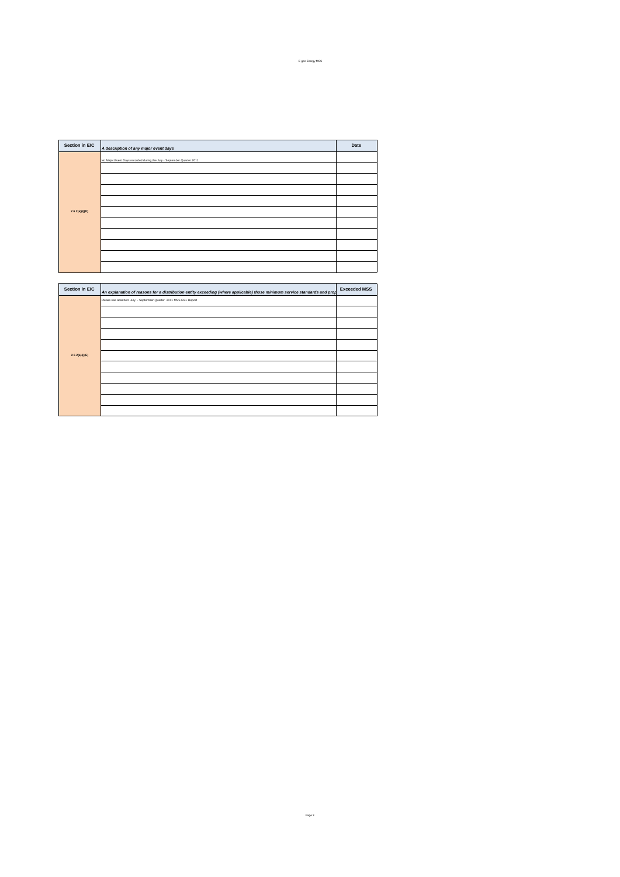| Section in EIC | *A description of any major event days* | Date |
|---|---|---|
| 2 6 2(a)(i)(D) | No Major Event Days recorded during the July - September Quarter 2011 | |
| | | |
| | | |
| | | |
| | | |
| | | |
| | | |
| | | |
| | | |
| | | |
| | | |

| Section in EIC | *An explanation of reasons for a distribution entity exceeding (where applicable) those minimum service standards and prop* | Exceeded MSS |
|---|---|---|
| 2 6 2(a)(i)(E) | Please see attached July - September Quarter 2011 MSS GSL Report | |
| | | |
| | | |
| | | |
| | | |
| | | |
| | | |
| | | |
| | | |
| | | |
| | | |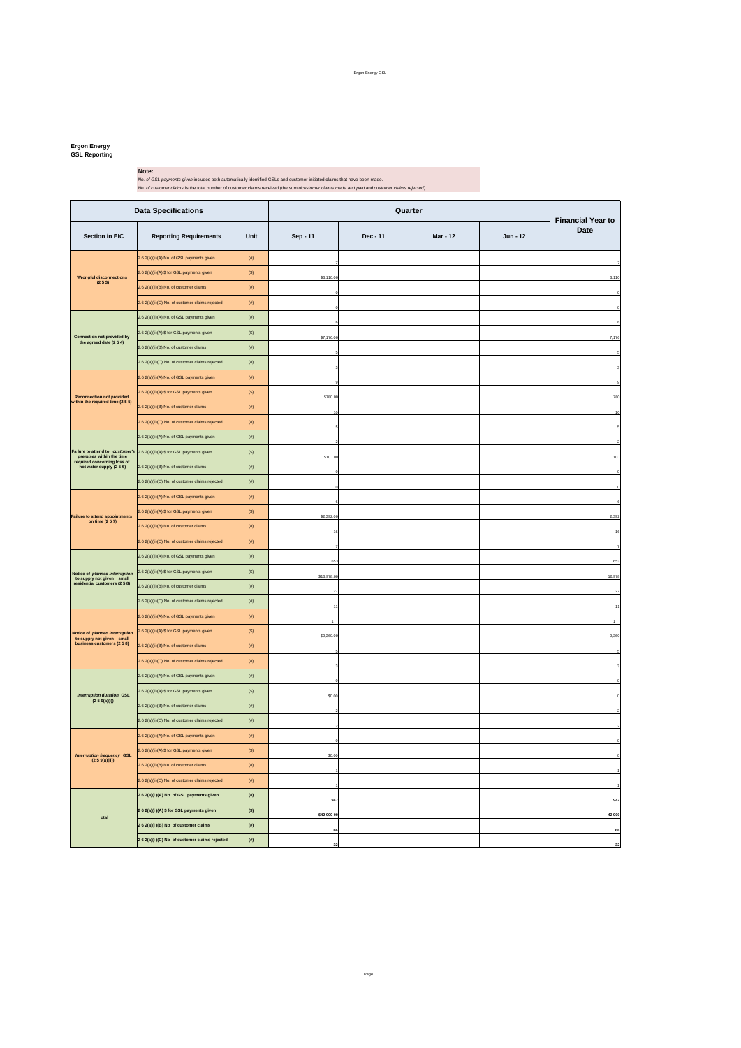**Ergon Energy**
**GSL Reporting**

**Note:**
*No. of GSL payments given* includes both automatica ly identified GSLs and customer-initiated claims that have been made.
*No. of customer claims* is the total number of customer claims received (the sum of*customer claims made and paid* and *customer claims rejected*)

| Data Specifications | | | Quarter | | | | Financial Year to Date |
|---|---|---|---|---|---|---|---|
| Section in EIC | Reporting Requirements | Unit | Sep - 11 | Dec - 11 | Mar - 12 | Jun - 12 | |
| **Wrongful disconnections (2 5 3)** | 2.6 2(a)( i)(A) No. of GSL payments given | (#) | 7 | | | | 7 |
| | 2.6 2(a)( i)(A) $ for GSL payments given | ($) | $6,110.00 | | | | 6,110 |
| | 2.6 2(a)( i)(B) No. of customer claims | (#) | 0 | | | | 0 |
| | 2.6 2(a)( i)(C) No. of customer claims rejected | (#) | 0 | | | | 0 |
| **Connection not provided by the agreed date (2 5 4)** | 2.6 2(a)( i)(A) No. of GSL payments given | (#) | 6 | | | | 6 |
| | 2.6 2(a)( i)(A) $ for GSL payments given | ($) | $7,176.00 | | | | 7,176 |
| | 2.6 2(a)( i)(B) No. of customer claims | (#) | 5 | | | | 5 |
| | 2.6 2(a)( i)(C) No. of customer claims rejected | (#) | 3 | | | | 3 |
| **Reconnection not provided within the required time (2 5 5)** | 2.6 2(a)( i)(A) No. of GSL payments given | (#) | 9 | | | | 9 |
| | 2.6 2(a)( i)(A) $ for GSL payments given | ($) | $780.00 | | | | 780 |
| | 2.6 2(a)( i)(B) No. of customer claims | (#) | 10 | | | | 10 |
| | 2.6 2(a)( i)(C) No. of customer claims rejected | (#) | 5 | | | | 5 |
| **Fa lure to attend to *customer's premises* within the time required concerning loss of hot water supply (2 5 6)** | 2.6 2(a)( i)(A) No. of GSL payments given | (#) | 2 | | | | 2 |
| | 2.6 2(a)( i)(A) $ for GSL payments given | ($) | $10 .00 | | | | 10 |
| | 2.6 2(a)( i)(B) No. of customer claims | (#) | 0 | | | | 0 |
| | 2.6 2(a)( i)(C) No. of customer claims rejected | (#) | 0 | | | | 0 |
| **Failure to attend appointments on time (2 5 7)** | 2.6 2(a)( i)(A) No. of GSL payments given | (#) | 6 | | | | 6 |
| | 2.6 2(a)( i)(A) $ for GSL payments given | ($) | $2,392.00 | | | | 2,392 |
| | 2.6 2(a)( i)(B) No. of customer claims | (#) | 16 | | | | 16 |
| | 2.6 2(a)( i)(C) No. of customer claims rejected | (#) | 7 | | | | 7 |
| **Notice of *planned interruption* to supply not given small residential customers (2 5 8)** | 2.6 2(a)( i)(A) No. of GSL payments given | (#) | 653 | | | | 653 |
| | 2.6 2(a)( i)(A) $ for GSL payments given | ($) | $16,978.00 | | | | 16,978 |
| | 2.6 2(a)( i)(B) No. of customer claims | (#) | 27 | | | | 27 |
| | 2.6 2(a)( i)(C) No. of customer claims rejected | (#) | 11 | | | | 11 |
| **Notice of *planned interruption* to supply not given small business customers (2 5 8)** | 2.6 2(a)( i)(A) No. of GSL payments given | (#) | 1 | | | | 1 |
| | 2.6 2(a)( i)(A) $ for GSL payments given | ($) | $9,360.00 | | | | 9,360 |
| | 2.6 2(a)( i)(B) No. of customer claims | (#) | 5 | | | | 5 |
| | 2.6 2(a)( i)(C) No. of customer claims rejected | (#) | 3 | | | | 3 |
| ***Interruption duration* GSL (2 5 9(a)(i))** | 2.6 2(a)( i)(A) No. of GSL payments given | (#) | 0 | | | | 0 |
| | 2.6 2(a)( i)(A) $ for GSL payments given | ($) | $0.00 | | | | 0 |
| | 2.6 2(a)( i)(B) No. of customer claims | (#) | 2 | | | | 2 |
| | 2.6 2(a)( i)(C) No. of customer claims rejected | (#) | 2 | | | | 2 |
| ***Interruption frequency* GSL (2 5 9(a)(ii))** | 2.6 2(a)( i)(A) No. of GSL payments given | (#) | 0 | | | | 0 |
| | 2.6 2(a)( i)(A) $ for GSL payments given | ($) | $0.00 | | | | 0 |
| | 2.6 2(a)( i)(B) No. of customer claims | (#) | 1 | | | | 1 |
| | 2.6 2(a)( i)(C) No. of customer claims rejected | (#) | 1 | | | | 1 |
| **otal** | **2 6 2(a)(i )(A) No of GSL payments given** | **(#)** | **947** | | | | **947** |
| | **2 6 2(a)(i )(A) $ for GSL payments given** | **($)** | **$42 900 00** | | | | **42 900** |
| | **2 6 2(a)(i )(B) No of customer c aims** | **(#)** | **66** | | | | **66** |
| | **2 6 2(a)(i )(C) No of customer c aims rejected** | **(#)** | **32** | | | | **32** |